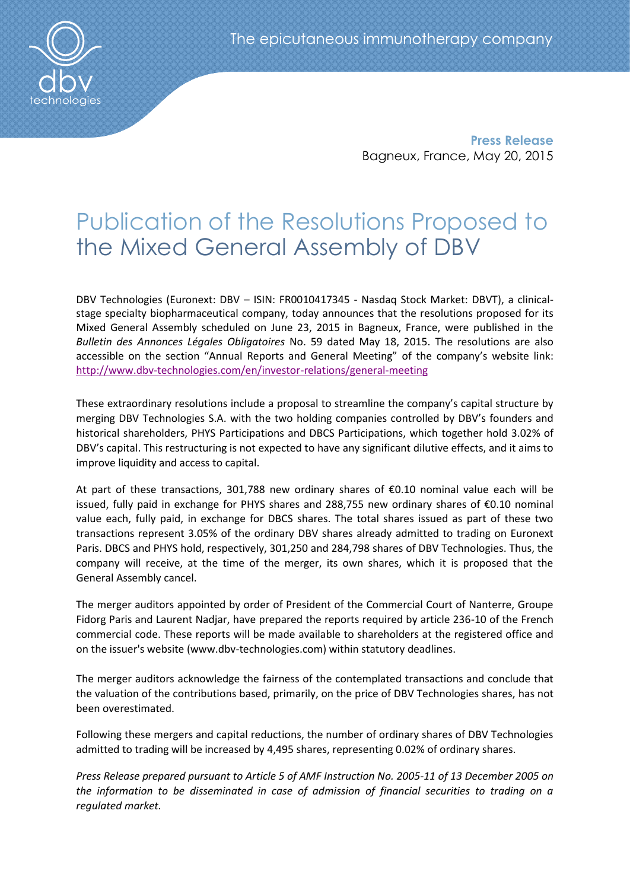The epicutaneous immunotherapy company

**Press Release**
Bagneux, France, May 20, 2015

# Publication of the Resolutions Proposed to the Mixed General Assembly of DBV

DBV Technologies (Euronext: DBV – ISIN: FR0010417345 - Nasdaq Stock Market: DBVT), a clinical-stage specialty biopharmaceutical company, today announces that the resolutions proposed for its Mixed General Assembly scheduled on June 23, 2015 in Bagneux, France, were published in the *Bulletin des Annonces Légales Obligatoires* No. 59 dated May 18, 2015. The resolutions are also accessible on the section "Annual Reports and General Meeting" of the company's website link: http://www.dbv-technologies.com/en/investor-relations/general-meeting

These extraordinary resolutions include a proposal to streamline the company's capital structure by merging DBV Technologies S.A. with the two holding companies controlled by DBV's founders and historical shareholders, PHYS Participations and DBCS Participations, which together hold 3.02% of DBV's capital. This restructuring is not expected to have any significant dilutive effects, and it aims to improve liquidity and access to capital.

At part of these transactions, 301,788 new ordinary shares of €0.10 nominal value each will be issued, fully paid in exchange for PHYS shares and 288,755 new ordinary shares of €0.10 nominal value each, fully paid, in exchange for DBCS shares. The total shares issued as part of these two transactions represent 3.05% of the ordinary DBV shares already admitted to trading on Euronext Paris. DBCS and PHYS hold, respectively, 301,250 and 284,798 shares of DBV Technologies. Thus, the company will receive, at the time of the merger, its own shares, which it is proposed that the General Assembly cancel.

The merger auditors appointed by order of President of the Commercial Court of Nanterre, Groupe Fidorg Paris and Laurent Nadjar, have prepared the reports required by article 236-10 of the French commercial code. These reports will be made available to shareholders at the registered office and on the issuer's website (www.dbv-technologies.com) within statutory deadlines.

The merger auditors acknowledge the fairness of the contemplated transactions and conclude that the valuation of the contributions based, primarily, on the price of DBV Technologies shares, has not been overestimated.

Following these mergers and capital reductions, the number of ordinary shares of DBV Technologies admitted to trading will be increased by 4,495 shares, representing 0.02% of ordinary shares.

*Press Release prepared pursuant to Article 5 of AMF Instruction No. 2005-11 of 13 December 2005 on the information to be disseminated in case of admission of financial securities to trading on a regulated market.*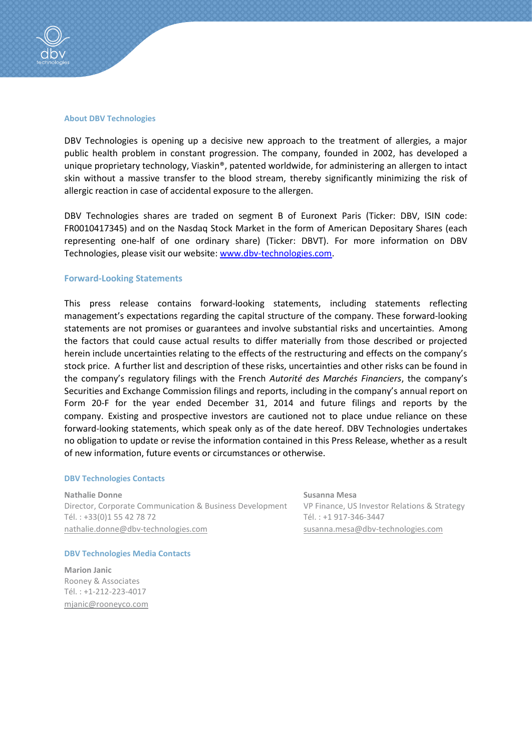## About DBV Technologies

DBV Technologies is opening up a decisive new approach to the treatment of allergies, a major public health problem in constant progression. The company, founded in 2002, has developed a unique proprietary technology, Viaskin®, patented worldwide, for administering an allergen to intact skin without a massive transfer to the blood stream, thereby significantly minimizing the risk of allergic reaction in case of accidental exposure to the allergen.

DBV Technologies shares are traded on segment B of Euronext Paris (Ticker: DBV, ISIN code: FR0010417345) and on the Nasdaq Stock Market in the form of American Depositary Shares (each representing one-half of one ordinary share) (Ticker: DBVT). For more information on DBV Technologies, please visit our website: [www.dbv-technologies.com](http://www.dbv-technologies.com).

## Forward-Looking Statements

This press release contains forward-looking statements, including statements reflecting management's expectations regarding the capital structure of the company. These forward-looking statements are not promises or guarantees and involve substantial risks and uncertainties. Among the factors that could cause actual results to differ materially from those described or projected herein include uncertainties relating to the effects of the restructuring and effects on the company's stock price. A further list and description of these risks, uncertainties and other risks can be found in the company's regulatory filings with the French *Autorité des Marchés Financiers*, the company's Securities and Exchange Commission filings and reports, including in the company's annual report on Form 20-F for the year ended December 31, 2014 and future filings and reports by the company. Existing and prospective investors are cautioned not to place undue reliance on these forward-looking statements, which speak only as of the date hereof. DBV Technologies undertakes no obligation to update or revise the information contained in this Press Release, whether as a result of new information, future events or circumstances or otherwise.

## DBV Technologies Contacts

**Nathalie Donne**
Director, Corporate Communication & Business Development
Tél. : +33(0)1 55 42 78 72
nathalie.donne@dbv-technologies.com

**Susanna Mesa**
VP Finance, US Investor Relations & Strategy
Tél. : +1 917-346-3447
susanna.mesa@dbv-technologies.com

## DBV Technologies Media Contacts

**Marion Janic**
Rooney & Associates
Tél. : +1-212-223-4017
mjanic@rooneyco.com